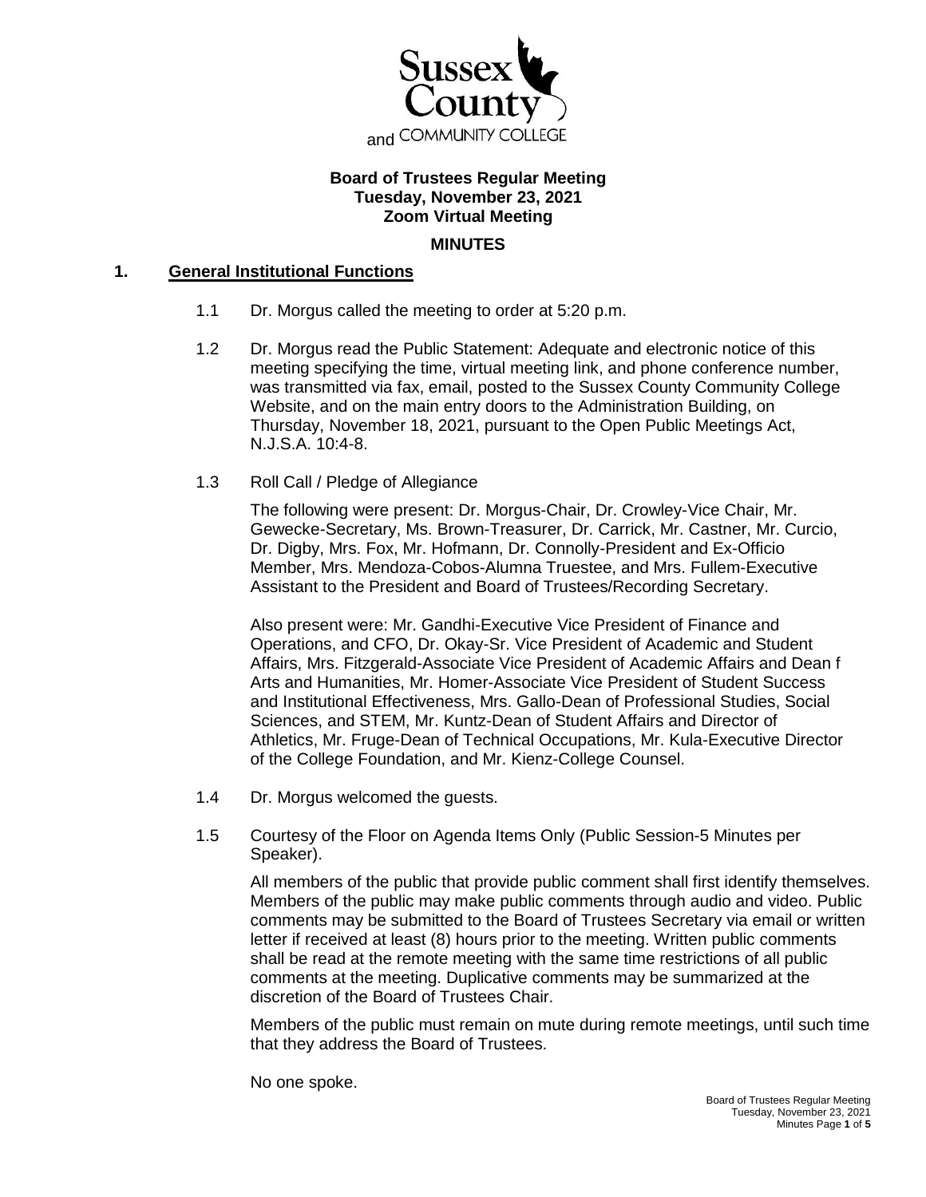Sussex County and COMMUNITY COLLEGE

**Board of Trustees Regular Meeting**
**Tuesday, November 23, 2021**
**Zoom Virtual Meeting**

**MINUTES**

## 1. General Institutional Functions

1.1 Dr. Morgus called the meeting to order at 5:20 p.m.

1.2 Dr. Morgus read the Public Statement: Adequate and electronic notice of this meeting specifying the time, virtual meeting link, and phone conference number, was transmitted via fax, email, posted to the Sussex County Community College Website, and on the main entry doors to the Administration Building, on Thursday, November 18, 2021, pursuant to the Open Public Meetings Act, N.J.S.A. 10:4-8.

1.3 Roll Call / Pledge of Allegiance

The following were present: Dr. Morgus-Chair, Dr. Crowley-Vice Chair, Mr. Gewecke-Secretary, Ms. Brown-Treasurer, Dr. Carrick, Mr. Castner, Mr. Curcio, Dr. Digby, Mrs. Fox, Mr. Hofmann, Dr. Connolly-President and Ex-Officio Member, Mrs. Mendoza-Cobos-Alumna Truestee, and Mrs. Fullem-Executive Assistant to the President and Board of Trustees/Recording Secretary.

Also present were: Mr. Gandhi-Executive Vice President of Finance and Operations, and CFO, Dr. Okay-Sr. Vice President of Academic and Student Affairs, Mrs. Fitzgerald-Associate Vice President of Academic Affairs and Dean f Arts and Humanities, Mr. Homer-Associate Vice President of Student Success and Institutional Effectiveness, Mrs. Gallo-Dean of Professional Studies, Social Sciences, and STEM, Mr. Kuntz-Dean of Student Affairs and Director of Athletics, Mr. Fruge-Dean of Technical Occupations, Mr. Kula-Executive Director of the College Foundation, and Mr. Kienz-College Counsel.

1.4 Dr. Morgus welcomed the guests.

1.5 Courtesy of the Floor on Agenda Items Only (Public Session-5 Minutes per Speaker).

All members of the public that provide public comment shall first identify themselves. Members of the public may make public comments through audio and video. Public comments may be submitted to the Board of Trustees Secretary via email or written letter if received at least (8) hours prior to the meeting. Written public comments shall be read at the remote meeting with the same time restrictions of all public comments at the meeting. Duplicative comments may be summarized at the discretion of the Board of Trustees Chair.

Members of the public must remain on mute during remote meetings, until such time that they address the Board of Trustees.

No one spoke.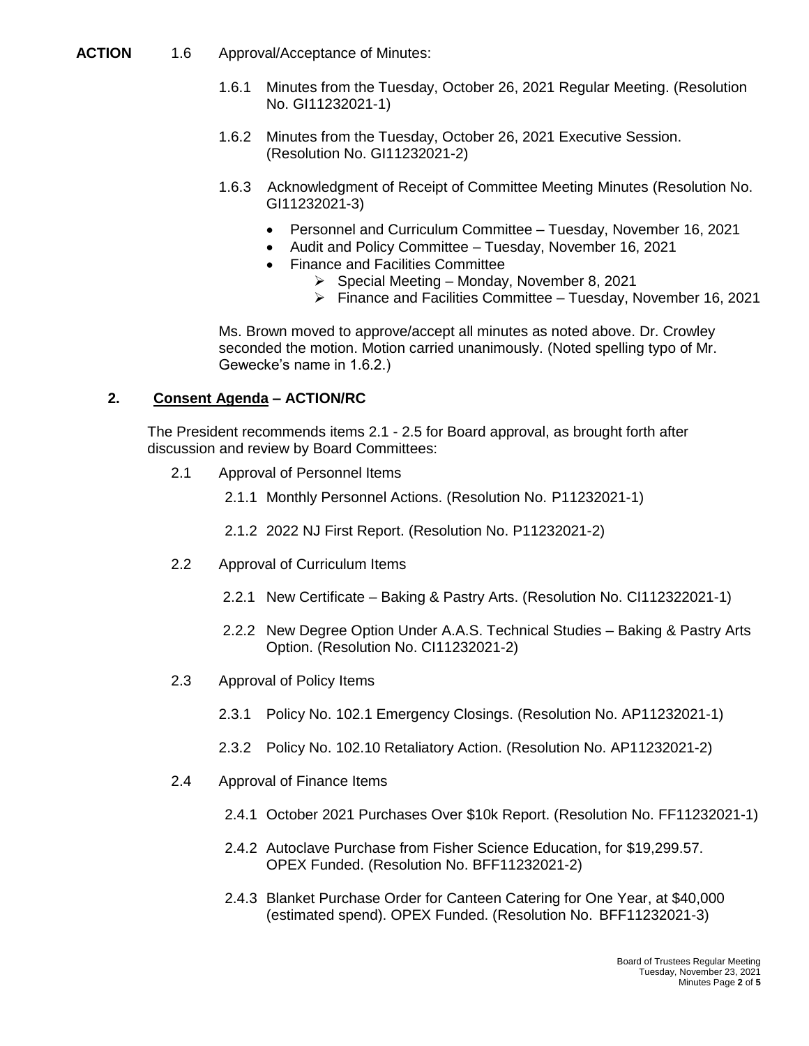**ACTION** 1.6 Approval/Acceptance of Minutes:

1.6.1 Minutes from the Tuesday, October 26, 2021 Regular Meeting. (Resolution No. GI11232021-1)

1.6.2 Minutes from the Tuesday, October 26, 2021 Executive Session. (Resolution No. GI11232021-2)

1.6.3 Acknowledgment of Receipt of Committee Meeting Minutes (Resolution No. GI11232021-3)

- Personnel and Curriculum Committee – Tuesday, November 16, 2021
- Audit and Policy Committee – Tuesday, November 16, 2021
- Finance and Facilities Committee
  - Special Meeting – Monday, November 8, 2021
  - Finance and Facilities Committee – Tuesday, November 16, 2021

Ms. Brown moved to approve/accept all minutes as noted above. Dr. Crowley seconded the motion. Motion carried unanimously. (Noted spelling typo of Mr. Gewecke's name in 1.6.2.)

## 2. Consent Agenda – ACTION/RC

The President recommends items 2.1 - 2.5 for Board approval, as brought forth after discussion and review by Board Committees:

2.1 Approval of Personnel Items

2.1.1 Monthly Personnel Actions. (Resolution No. P11232021-1)

2.1.2 2022 NJ First Report. (Resolution No. P11232021-2)

2.2 Approval of Curriculum Items

2.2.1 New Certificate – Baking & Pastry Arts. (Resolution No. CI112322021-1)

2.2.2 New Degree Option Under A.A.S. Technical Studies – Baking & Pastry Arts Option. (Resolution No. CI11232021-2)

2.3 Approval of Policy Items

2.3.1 Policy No. 102.1 Emergency Closings. (Resolution No. AP11232021-1)

2.3.2 Policy No. 102.10 Retaliatory Action. (Resolution No. AP11232021-2)

2.4 Approval of Finance Items

2.4.1 October 2021 Purchases Over $10k Report. (Resolution No. FF11232021-1)

2.4.2 Autoclave Purchase from Fisher Science Education, for $19,299.57. OPEX Funded. (Resolution No. BFF11232021-2)

2.4.3 Blanket Purchase Order for Canteen Catering for One Year, at $40,000 (estimated spend). OPEX Funded. (Resolution No. BFF11232021-3)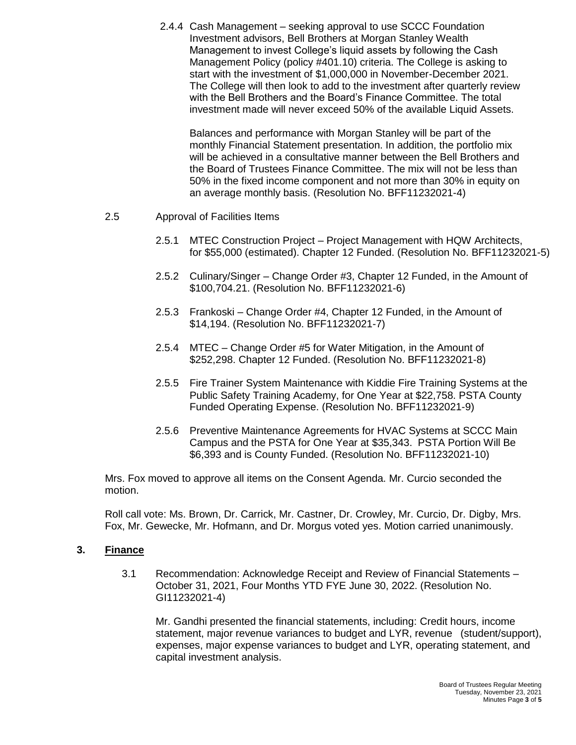2.4.4 Cash Management – seeking approval to use SCCC Foundation Investment advisors, Bell Brothers at Morgan Stanley Wealth Management to invest College's liquid assets by following the Cash Management Policy (policy #401.10) criteria. The College is asking to start with the investment of $1,000,000 in November-December 2021. The College will then look to add to the investment after quarterly review with the Bell Brothers and the Board's Finance Committee. The total investment made will never exceed 50% of the available Liquid Assets.

Balances and performance with Morgan Stanley will be part of the monthly Financial Statement presentation. In addition, the portfolio mix will be achieved in a consultative manner between the Bell Brothers and the Board of Trustees Finance Committee. The mix will not be less than 50% in the fixed income component and not more than 30% in equity on an average monthly basis. (Resolution No. BFF11232021-4)

2.5 Approval of Facilities Items

2.5.1 MTEC Construction Project – Project Management with HQW Architects, for $55,000 (estimated). Chapter 12 Funded. (Resolution No. BFF11232021-5)

2.5.2 Culinary/Singer – Change Order #3, Chapter 12 Funded, in the Amount of $100,704.21. (Resolution No. BFF11232021-6)

2.5.3 Frankoski – Change Order #4, Chapter 12 Funded, in the Amount of $14,194. (Resolution No. BFF11232021-7)

2.5.4 MTEC – Change Order #5 for Water Mitigation, in the Amount of $252,298. Chapter 12 Funded. (Resolution No. BFF11232021-8)

2.5.5 Fire Trainer System Maintenance with Kiddie Fire Training Systems at the Public Safety Training Academy, for One Year at $22,758. PSTA County Funded Operating Expense. (Resolution No. BFF11232021-9)

2.5.6 Preventive Maintenance Agreements for HVAC Systems at SCCC Main Campus and the PSTA for One Year at $35,343. PSTA Portion Will Be $6,393 and is County Funded. (Resolution No. BFF11232021-10)

Mrs. Fox moved to approve all items on the Consent Agenda. Mr. Curcio seconded the motion.

Roll call vote: Ms. Brown, Dr. Carrick, Mr. Castner, Dr. Crowley, Mr. Curcio, Dr. Digby, Mrs. Fox, Mr. Gewecke, Mr. Hofmann, and Dr. Morgus voted yes. Motion carried unanimously.

## 3. Finance

3.1 Recommendation: Acknowledge Receipt and Review of Financial Statements – October 31, 2021, Four Months YTD FYE June 30, 2022. (Resolution No. GI11232021-4)

Mr. Gandhi presented the financial statements, including: Credit hours, income statement, major revenue variances to budget and LYR, revenue (student/support), expenses, major expense variances to budget and LYR, operating statement, and capital investment analysis.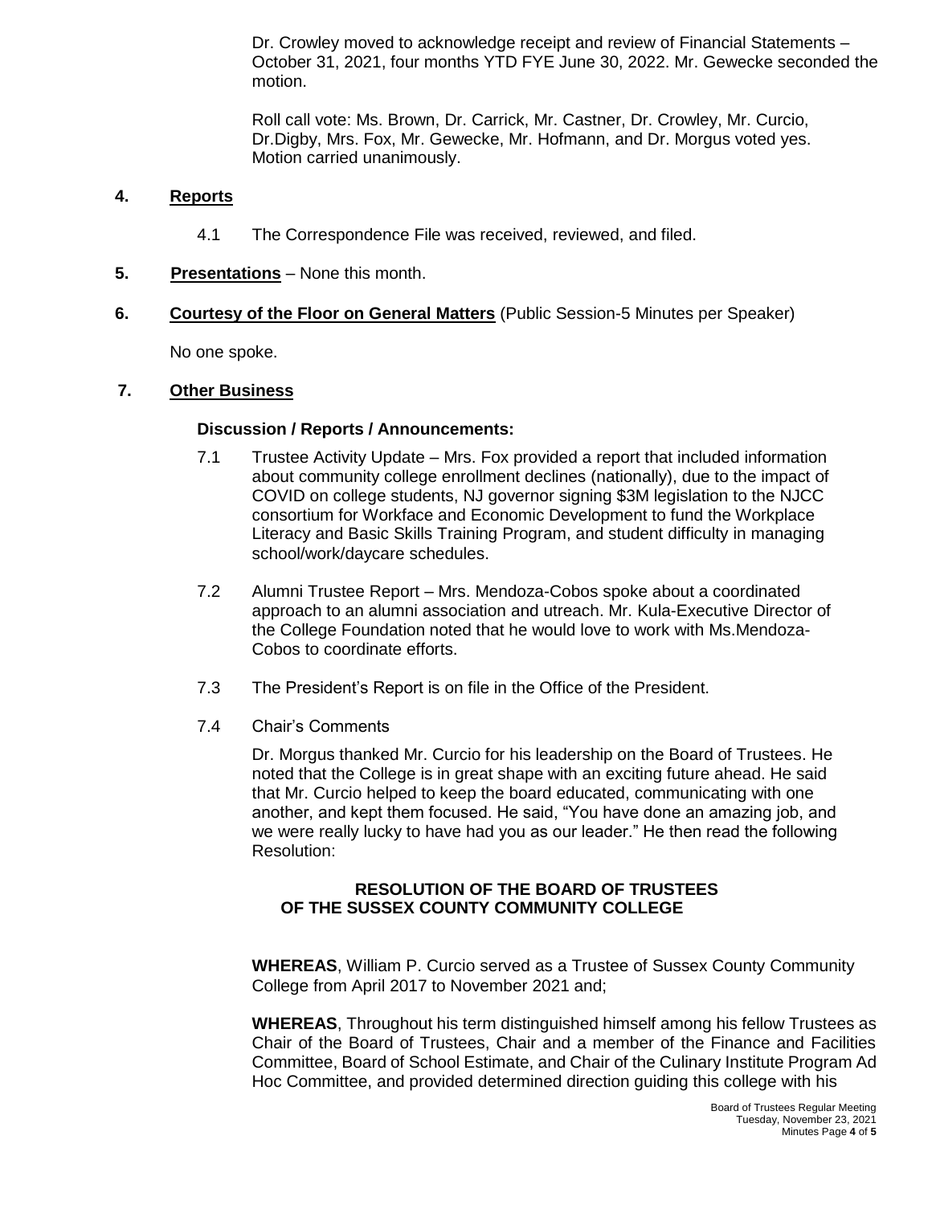Dr. Crowley moved to acknowledge receipt and review of Financial Statements – October 31, 2021, four months YTD FYE June 30, 2022. Mr. Gewecke seconded the motion.

Roll call vote: Ms. Brown, Dr. Carrick, Mr. Castner, Dr. Crowley, Mr. Curcio, Dr.Digby, Mrs. Fox, Mr. Gewecke, Mr. Hofmann, and Dr. Morgus voted yes. Motion carried unanimously.

## 4. Reports

4.1 The Correspondence File was received, reviewed, and filed.

## 5. Presentations – None this month.

## 6. Courtesy of the Floor on General Matters (Public Session-5 Minutes per Speaker)

No one spoke.

## 7. Other Business

### Discussion / Reports / Announcements:

7.1 Trustee Activity Update – Mrs. Fox provided a report that included information about community college enrollment declines (nationally), due to the impact of COVID on college students, NJ governor signing $3M legislation to the NJCC consortium for Workface and Economic Development to fund the Workplace Literacy and Basic Skills Training Program, and student difficulty in managing school/work/daycare schedules.

7.2 Alumni Trustee Report – Mrs. Mendoza-Cobos spoke about a coordinated approach to an alumni association and utreach. Mr. Kula-Executive Director of the College Foundation noted that he would love to work with Ms.Mendoza-Cobos to coordinate efforts.

7.3 The President's Report is on file in the Office of the President.

7.4 Chair's Comments

Dr. Morgus thanked Mr. Curcio for his leadership on the Board of Trustees. He noted that the College is in great shape with an exciting future ahead. He said that Mr. Curcio helped to keep the board educated, communicating with one another, and kept them focused. He said, "You have done an amazing job, and we were really lucky to have had you as our leader." He then read the following Resolution:

**RESOLUTION OF THE BOARD OF TRUSTEES OF THE SUSSEX COUNTY COMMUNITY COLLEGE**

**WHEREAS**, William P. Curcio served as a Trustee of Sussex County Community College from April 2017 to November 2021 and;

**WHEREAS**, Throughout his term distinguished himself among his fellow Trustees as Chair of the Board of Trustees, Chair and a member of the Finance and Facilities Committee, Board of School Estimate, and Chair of the Culinary Institute Program Ad Hoc Committee, and provided determined direction guiding this college with his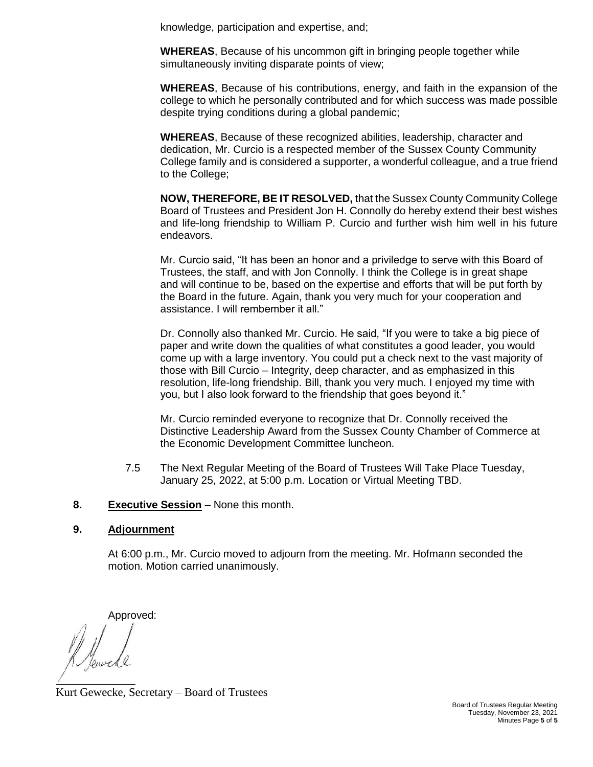knowledge, participation and expertise, and;

**WHEREAS**, Because of his uncommon gift in bringing people together while simultaneously inviting disparate points of view;

**WHEREAS**, Because of his contributions, energy, and faith in the expansion of the college to which he personally contributed and for which success was made possible despite trying conditions during a global pandemic;

**WHEREAS**, Because of these recognized abilities, leadership, character and dedication, Mr. Curcio is a respected member of the Sussex County Community College family and is considered a supporter, a wonderful colleague, and a true friend to the College;

**NOW, THEREFORE, BE IT RESOLVED,** that the Sussex County Community College Board of Trustees and President Jon H. Connolly do hereby extend their best wishes and life-long friendship to William P. Curcio and further wish him well in his future endeavors.

Mr. Curcio said, "It has been an honor and a priviledge to serve with this Board of Trustees, the staff, and with Jon Connolly. I think the College is in great shape and will continue to be, based on the expertise and efforts that will be put forth by the Board in the future. Again, thank you very much for your cooperation and assistance. I will rembember it all."

Dr. Connolly also thanked Mr. Curcio. He said, "If you were to take a big piece of paper and write down the qualities of what constitutes a good leader, you would come up with a large inventory. You could put a check next to the vast majority of those with Bill Curcio – Integrity, deep character, and as emphasized in this resolution, life-long friendship. Bill, thank you very much. I enjoyed my time with you, but I also look forward to the friendship that goes beyond it."

Mr. Curcio reminded everyone to recognize that Dr. Connolly received the Distinctive Leadership Award from the Sussex County Chamber of Commerce at the Economic Development Committee luncheon.

7.5 The Next Regular Meeting of the Board of Trustees Will Take Place Tuesday, January 25, 2022, at 5:00 p.m. Location or Virtual Meeting TBD.

**8. Executive Session** – None this month.

**9. Adjournment**

At 6:00 p.m., Mr. Curcio moved to adjourn from the meeting. Mr. Hofmann seconded the motion. Motion carried unanimously.

Approved:

Kurt Gewecke, Secretary – Board of Trustees